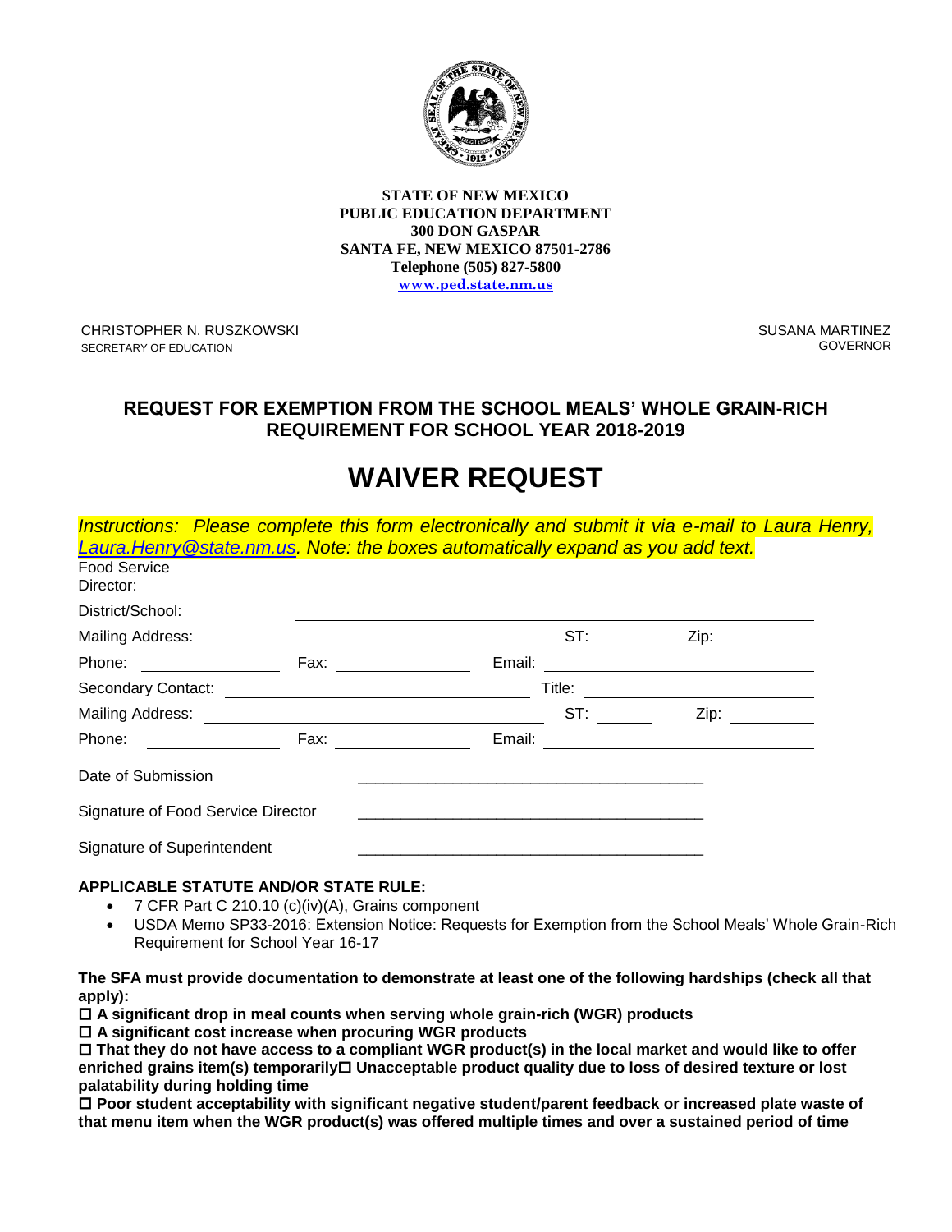**STATE OF NEW MEXICO**
**PUBLIC EDUCATION DEPARTMENT**
**300 DON GASPAR**
**SANTA FE, NEW MEXICO 87501-2786**
**Telephone (505) 827-5800**
**www.ped.state.nm.us**

CHRISTOPHER N. RUSZKOWSKI
SECRETARY OF EDUCATION

SUSANA MARTINEZ
GOVERNOR

## REQUEST FOR EXEMPTION FROM THE SCHOOL MEALS' WHOLE GRAIN-RICH REQUIREMENT FOR SCHOOL YEAR 2018-2019

# WAIVER REQUEST

*Instructions: Please complete this form electronically and submit it via e-mail to Laura Henry, Laura.Henry@state.nm.us. Note: the boxes automatically expand as you add text.*

Food Service Director: ______________________________

District/School: ______________________________

Mailing Address: ______________________________ ST: ________ Zip: ____________

Phone: ______________ Fax: ______________ Email: ______________________________

Secondary Contact: ______________________________ Title: ______________________________

Mailing Address: ______________________________ ST: ________ Zip: ____________

Phone: ______________ Fax: ______________ Email: ______________________________

Date of Submission ______________________________

Signature of Food Service Director ______________________________

Signature of Superintendent ______________________________

**APPLICABLE STATUTE AND/OR STATE RULE:**

- 7 CFR Part C 210.10 (c)(iv)(A), Grains component
- USDA Memo SP33-2016: Extension Notice: Requests for Exemption from the School Meals' Whole Grain-Rich Requirement for School Year 16-17

**The SFA must provide documentation to demonstrate at least one of the following hardships (check all that apply):**

☐ **A significant drop in meal counts when serving whole grain-rich (WGR) products**

☐ **A significant cost increase when procuring WGR products**

☐ **That they do not have access to a compliant WGR product(s) in the local market and would like to offer enriched grains item(s) temporarily**☐ **Unacceptable product quality due to loss of desired texture or lost palatability during holding time**

☐ **Poor student acceptability with significant negative student/parent feedback or increased plate waste of that menu item when the WGR product(s) was offered multiple times and over a sustained period of time**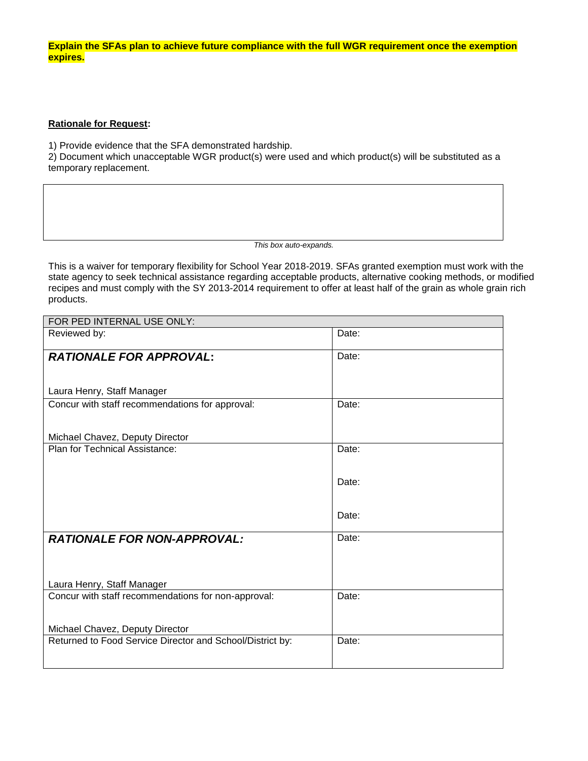**Explain the SFAs plan to achieve future compliance with the full WGR requirement once the exemption expires.**

**Rationale for Request:**

1) Provide evidence that the SFA demonstrated hardship.
2) Document which unacceptable WGR product(s) were used and which product(s) will be substituted as a temporary replacement.

| |
|---|
| |

*This box auto-expands.*

This is a waiver for temporary flexibility for School Year 2018-2019. SFAs granted exemption must work with the state agency to seek technical assistance regarding acceptable products, alternative cooking methods, or modified recipes and must comply with the SY 2013-2014 requirement to offer at least half of the grain as whole grain rich products.

| FOR PED INTERNAL USE ONLY: | |
|---|---|
| Reviewed by: | Date: |
| ***RATIONALE FOR APPROVAL*:**<br><br>Laura Henry, Staff Manager | Date: |
| Concur with staff recommendations for approval:<br><br>Michael Chavez, Deputy Director | Date: |
| Plan for Technical Assistance: | Date:<br><br>Date:<br><br>Date: |
| ***RATIONALE FOR NON-APPROVAL:***<br><br>Laura Henry, Staff Manager | Date: |
| Concur with staff recommendations for non-approval:<br><br>Michael Chavez, Deputy Director | Date: |
| Returned to Food Service Director and School/District by: | Date: |